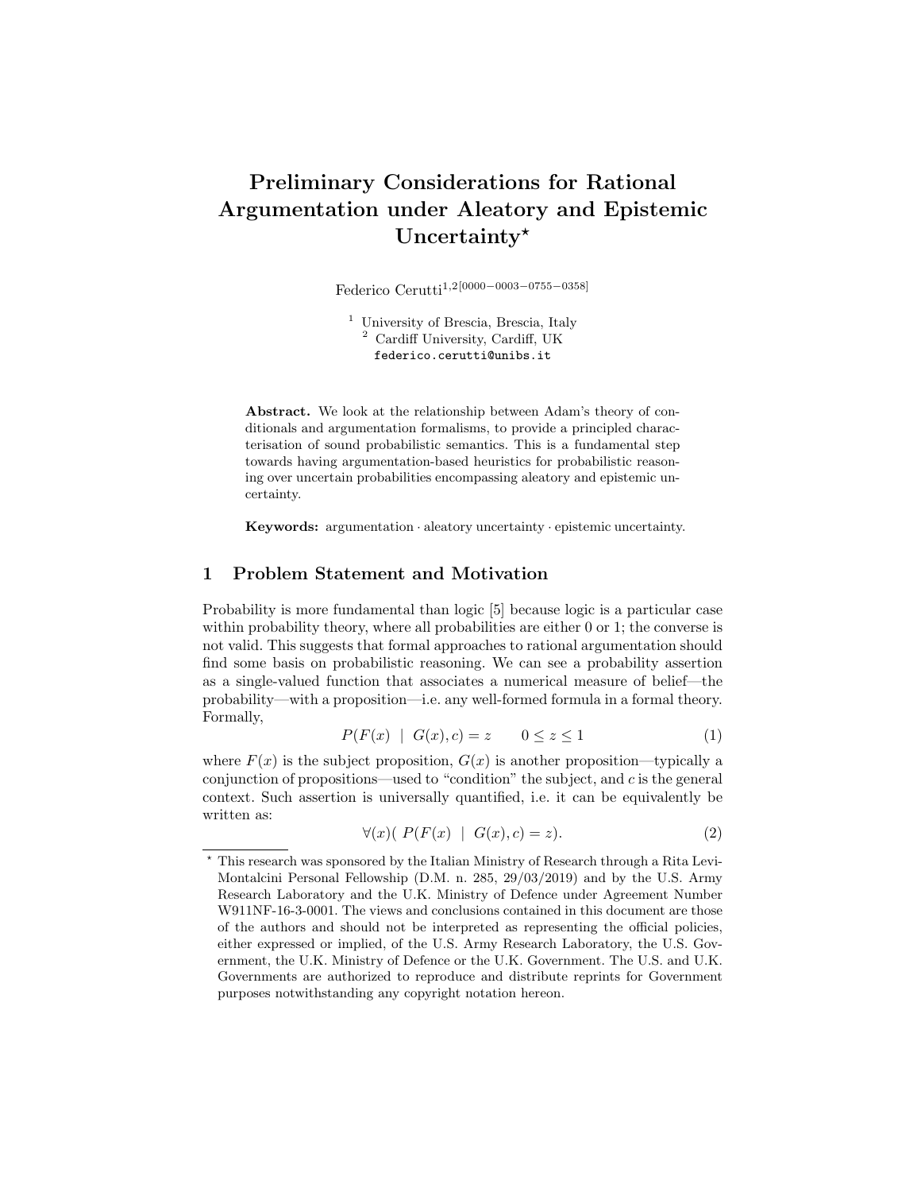# Preliminary Considerations for Rational Argumentation under Aleatory and Epistemic Uncertainty*

Federico Cerutti[1,2][0000−0003−0755−0358]

[1] University of Brescia, Brescia, Italy
[2] Cardiff University, Cardiff, UK
federico.cerutti@unibs.it

**Abstract.** We look at the relationship between Adam's theory of conditionals and argumentation formalisms, to provide a principled characterisation of sound probabilistic semantics. This is a fundamental step towards having argumentation-based heuristics for probabilistic reasoning over uncertain probabilities encompassing aleatory and epistemic uncertainty.

**Keywords:** argumentation · aleatory uncertainty · epistemic uncertainty.

## 1 Problem Statement and Motivation

Probability is more fundamental than logic [5] because logic is a particular case within probability theory, where all probabilities are either 0 or 1; the converse is not valid. This suggests that formal approaches to rational argumentation should find some basis on probabilistic reasoning. We can see a probability assertion as a single-valued function that associates a numerical measure of belief—the probability—with a proposition—i.e. any well-formed formula in a formal theory. Formally,

$$P(F(x) \mid G(x), c) = z \qquad 0 \leq z \leq 1 \tag{1}$$

where $F(x)$ is the subject proposition, $G(x)$ is another proposition—typically a conjunction of propositions—used to "condition" the subject, and $c$ is the general context. Such assertion is universally quantified, i.e. it can be equivalently be written as:

$$\forall(x)(\ P(F(x) \mid G(x), c) = z). \tag{2}$$

* This research was sponsored by the Italian Ministry of Research through a Rita Levi-Montalcini Personal Fellowship (D.M. n. 285, 29/03/2019) and by the U.S. Army Research Laboratory and the U.K. Ministry of Defence under Agreement Number W911NF-16-3-0001. The views and conclusions contained in this document are those of the authors and should not be interpreted as representing the official policies, either expressed or implied, of the U.S. Army Research Laboratory, the U.S. Government, the U.K. Ministry of Defence or the U.K. Government. The U.S. and U.K. Governments are authorized to reproduce and distribute reprints for Government purposes notwithstanding any copyright notation hereon.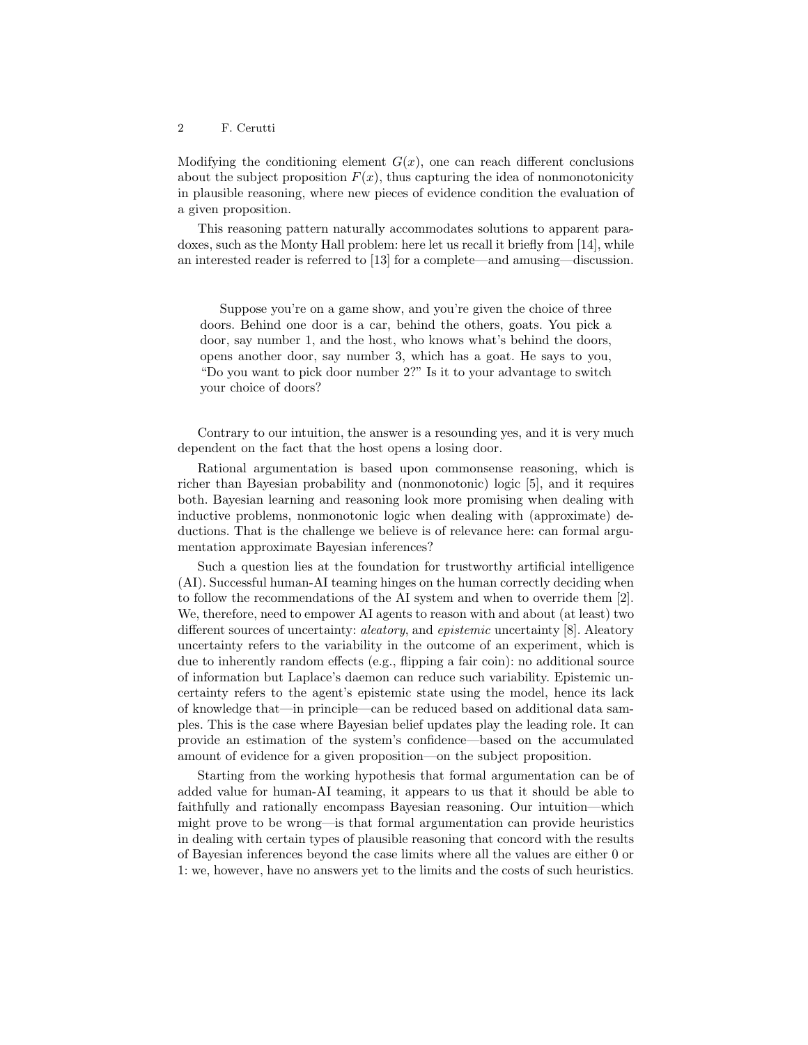Modifying the conditioning element $G(x)$, one can reach different conclusions about the subject proposition $F(x)$, thus capturing the idea of nonmonotonicity in plausible reasoning, where new pieces of evidence condition the evaluation of a given proposition.

This reasoning pattern naturally accommodates solutions to apparent paradoxes, such as the Monty Hall problem: here let us recall it briefly from [14], while an interested reader is referred to [13] for a complete—and amusing—discussion.

> Suppose you're on a game show, and you're given the choice of three doors. Behind one door is a car, behind the others, goats. You pick a door, say number 1, and the host, who knows what's behind the doors, opens another door, say number 3, which has a goat. He says to you, "Do you want to pick door number 2?" Is it to your advantage to switch your choice of doors?

Contrary to our intuition, the answer is a resounding yes, and it is very much dependent on the fact that the host opens a losing door.

Rational argumentation is based upon commonsense reasoning, which is richer than Bayesian probability and (nonmonotonic) logic [5], and it requires both. Bayesian learning and reasoning look more promising when dealing with inductive problems, nonmonotonic logic when dealing with (approximate) deductions. That is the challenge we believe is of relevance here: can formal argumentation approximate Bayesian inferences?

Such a question lies at the foundation for trustworthy artificial intelligence (AI). Successful human-AI teaming hinges on the human correctly deciding when to follow the recommendations of the AI system and when to override them [2]. We, therefore, need to empower AI agents to reason with and about (at least) two different sources of uncertainty: *aleatory*, and *epistemic* uncertainty [8]. Aleatory uncertainty refers to the variability in the outcome of an experiment, which is due to inherently random effects (e.g., flipping a fair coin): no additional source of information but Laplace's daemon can reduce such variability. Epistemic uncertainty refers to the agent's epistemic state using the model, hence its lack of knowledge that—in principle—can be reduced based on additional data samples. This is the case where Bayesian belief updates play the leading role. It can provide an estimation of the system's confidence—based on the accumulated amount of evidence for a given proposition—on the subject proposition.

Starting from the working hypothesis that formal argumentation can be of added value for human-AI teaming, it appears to us that it should be able to faithfully and rationally encompass Bayesian reasoning. Our intuition—which might prove to be wrong—is that formal argumentation can provide heuristics in dealing with certain types of plausible reasoning that concord with the results of Bayesian inferences beyond the case limits where all the values are either 0 or 1: we, however, have no answers yet to the limits and the costs of such heuristics.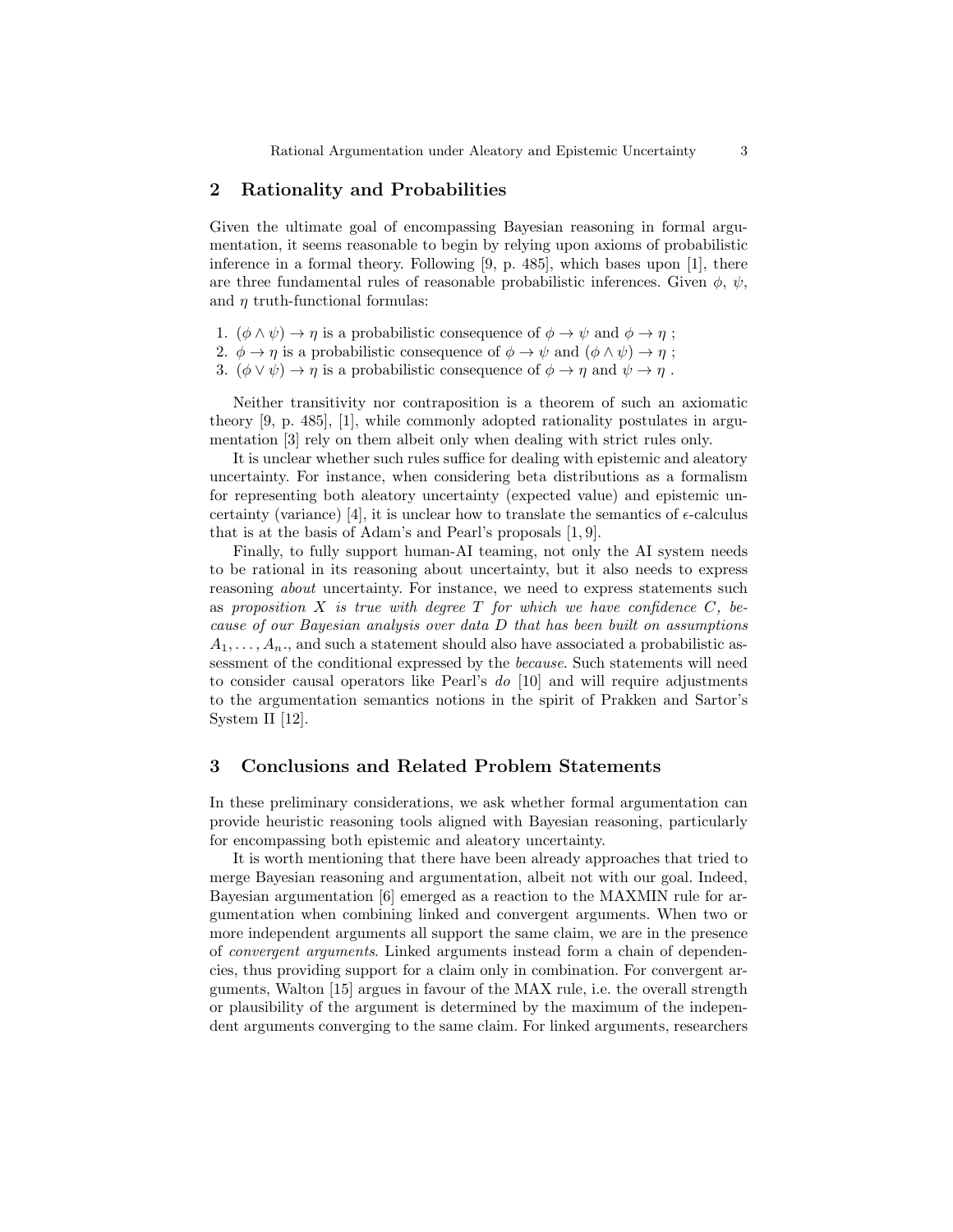## 2 Rationality and Probabilities

Given the ultimate goal of encompassing Bayesian reasoning in formal argumentation, it seems reasonable to begin by relying upon axioms of probabilistic inference in a formal theory. Following [9, p. 485], which bases upon [1], there are three fundamental rules of reasonable probabilistic inferences. Given $\phi$, $\psi$, and $\eta$ truth-functional formulas:

1. $(\phi \wedge \psi) \rightarrow \eta$ is a probabilistic consequence of $\phi \rightarrow \psi$ and $\phi \rightarrow \eta$ ;
2. $\phi \rightarrow \eta$ is a probabilistic consequence of $\phi \rightarrow \psi$ and $(\phi \wedge \psi) \rightarrow \eta$ ;
3. $(\phi \vee \psi) \rightarrow \eta$ is a probabilistic consequence of $\phi \rightarrow \eta$ and $\psi \rightarrow \eta$ .

Neither transitivity nor contraposition is a theorem of such an axiomatic theory [9, p. 485], [1], while commonly adopted rationality postulates in argumentation [3] rely on them albeit only when dealing with strict rules only.

It is unclear whether such rules suffice for dealing with epistemic and aleatory uncertainty. For instance, when considering beta distributions as a formalism for representing both aleatory uncertainty (expected value) and epistemic uncertainty (variance) [4], it is unclear how to translate the semantics of $\epsilon$-calculus that is at the basis of Adam's and Pearl's proposals [1, 9].

Finally, to fully support human-AI teaming, not only the AI system needs to be rational in its reasoning about uncertainty, but it also needs to express reasoning *about* uncertainty. For instance, we need to express statements such as *proposition $X$ is true with degree $T$ for which we have confidence $C$, because of our Bayesian analysis over data $D$ that has been built on assumptions $A_1, \ldots, A_n$.*, and such a statement should also have associated a probabilistic assessment of the conditional expressed by the *because*. Such statements will need to consider causal operators like Pearl's *do* [10] and will require adjustments to the argumentation semantics notions in the spirit of Prakken and Sartor's System II [12].

## 3 Conclusions and Related Problem Statements

In these preliminary considerations, we ask whether formal argumentation can provide heuristic reasoning tools aligned with Bayesian reasoning, particularly for encompassing both epistemic and aleatory uncertainty.

It is worth mentioning that there have been already approaches that tried to merge Bayesian reasoning and argumentation, albeit not with our goal. Indeed, Bayesian argumentation [6] emerged as a reaction to the MAXMIN rule for argumentation when combining linked and convergent arguments. When two or more independent arguments all support the same claim, we are in the presence of *convergent arguments*. Linked arguments instead form a chain of dependencies, thus providing support for a claim only in combination. For convergent arguments, Walton [15] argues in favour of the MAX rule, i.e. the overall strength or plausibility of the argument is determined by the maximum of the independent arguments converging to the same claim. For linked arguments, researchers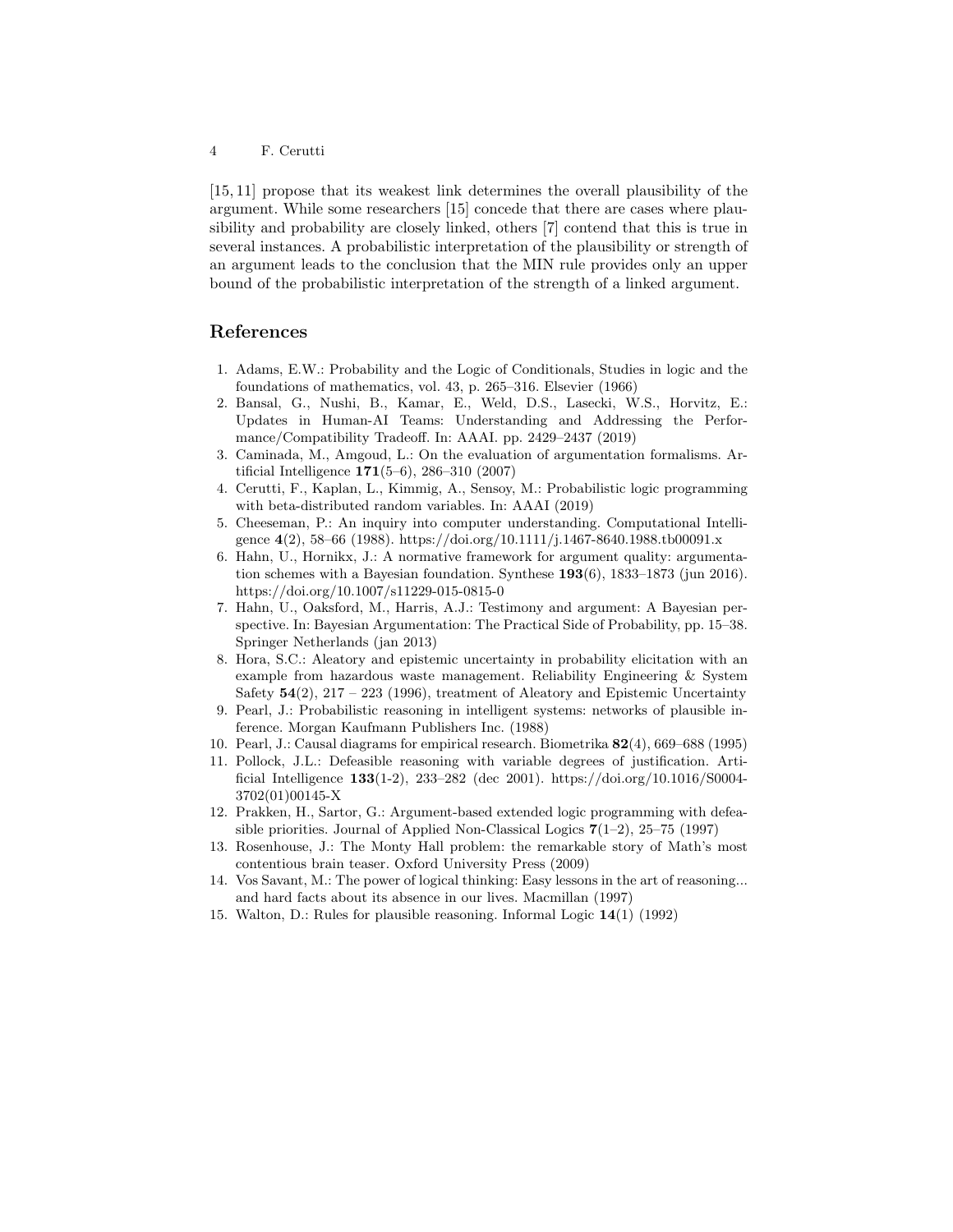[15, 11] propose that its weakest link determines the overall plausibility of the argument. While some researchers [15] concede that there are cases where plausibility and probability are closely linked, others [7] contend that this is true in several instances. A probabilistic interpretation of the plausibility or strength of an argument leads to the conclusion that the MIN rule provides only an upper bound of the probabilistic interpretation of the strength of a linked argument.

## References

1. Adams, E.W.: Probability and the Logic of Conditionals, Studies in logic and the foundations of mathematics, vol. 43, p. 265–316. Elsevier (1966)
2. Bansal, G., Nushi, B., Kamar, E., Weld, D.S., Lasecki, W.S., Horvitz, E.: Updates in Human-AI Teams: Understanding and Addressing the Performance/Compatibility Tradeoff. In: AAAI. pp. 2429–2437 (2019)
3. Caminada, M., Amgoud, L.: On the evaluation of argumentation formalisms. Artificial Intelligence **171**(5–6), 286–310 (2007)
4. Cerutti, F., Kaplan, L., Kimmig, A., Sensoy, M.: Probabilistic logic programming with beta-distributed random variables. In: AAAI (2019)
5. Cheeseman, P.: An inquiry into computer understanding. Computational Intelligence **4**(2), 58–66 (1988). https://doi.org/10.1111/j.1467-8640.1988.tb00091.x
6. Hahn, U., Hornikx, J.: A normative framework for argument quality: argumentation schemes with a Bayesian foundation. Synthese **193**(6), 1833–1873 (jun 2016). https://doi.org/10.1007/s11229-015-0815-0
7. Hahn, U., Oaksford, M., Harris, A.J.: Testimony and argument: A Bayesian perspective. In: Bayesian Argumentation: The Practical Side of Probability, pp. 15–38. Springer Netherlands (jan 2013)
8. Hora, S.C.: Aleatory and epistemic uncertainty in probability elicitation with an example from hazardous waste management. Reliability Engineering & System Safety **54**(2), 217 – 223 (1996), treatment of Aleatory and Epistemic Uncertainty
9. Pearl, J.: Probabilistic reasoning in intelligent systems: networks of plausible inference. Morgan Kaufmann Publishers Inc. (1988)
10. Pearl, J.: Causal diagrams for empirical research. Biometrika **82**(4), 669–688 (1995)
11. Pollock, J.L.: Defeasible reasoning with variable degrees of justification. Artificial Intelligence **133**(1-2), 233–282 (dec 2001). https://doi.org/10.1016/S0004-3702(01)00145-X
12. Prakken, H., Sartor, G.: Argument-based extended logic programming with defeasible priorities. Journal of Applied Non-Classical Logics **7**(1–2), 25–75 (1997)
13. Rosenhouse, J.: The Monty Hall problem: the remarkable story of Math's most contentious brain teaser. Oxford University Press (2009)
14. Vos Savant, M.: The power of logical thinking: Easy lessons in the art of reasoning... and hard facts about its absence in our lives. Macmillan (1997)
15. Walton, D.: Rules for plausible reasoning. Informal Logic **14**(1) (1992)